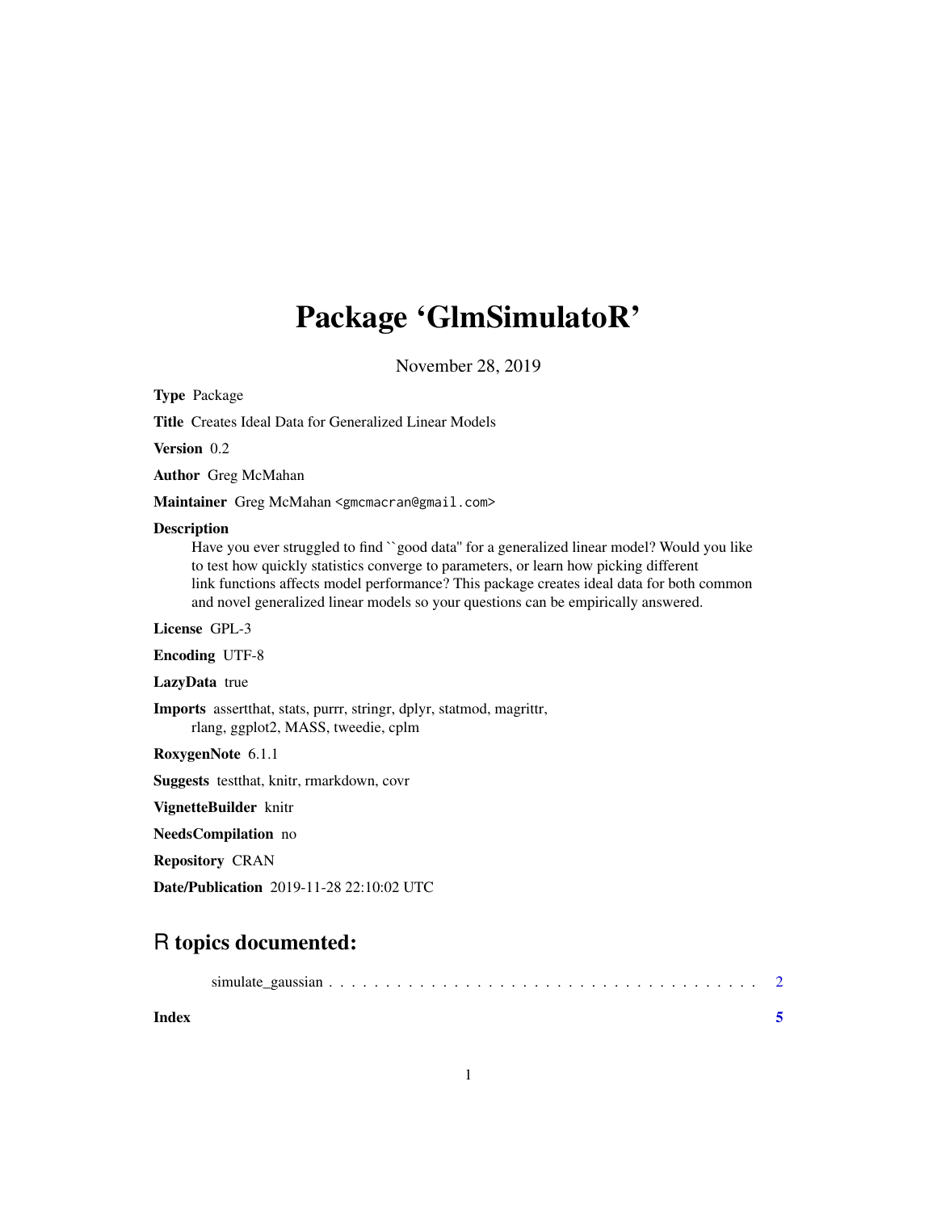# Package 'GlmSimulatoR'

November 28, 2019

**Type** Package

**Title** Creates Ideal Data for Generalized Linear Models

**Version** 0.2

**Author** Greg McMahan

**Maintainer** Greg McMahan <gmcmacran@gmail.com>

**Description**

Have you ever struggled to find ``good data'' for a generalized linear model? Would you like to test how quickly statistics converge to parameters, or learn how picking different link functions affects model performance? This package creates ideal data for both common and novel generalized linear models so your questions can be empirically answered.

**License** GPL-3

**Encoding** UTF-8

**LazyData** true

**Imports** assertthat, stats, purrr, stringr, dplyr, statmod, magrittr, rlang, ggplot2, MASS, tweedie, cplm

**RoxygenNote** 6.1.1

**Suggests** testthat, knitr, rmarkdown, covr

**VignetteBuilder** knitr

**NeedsCompilation** no

**Repository** CRAN

**Date/Publication** 2019-11-28 22:10:02 UTC

## R topics documented:

simulate_gaussian . . . . . . . . . . . . . . . . . . . . . . . . . . . . . . . . . . . . . . . 2

**Index** **5**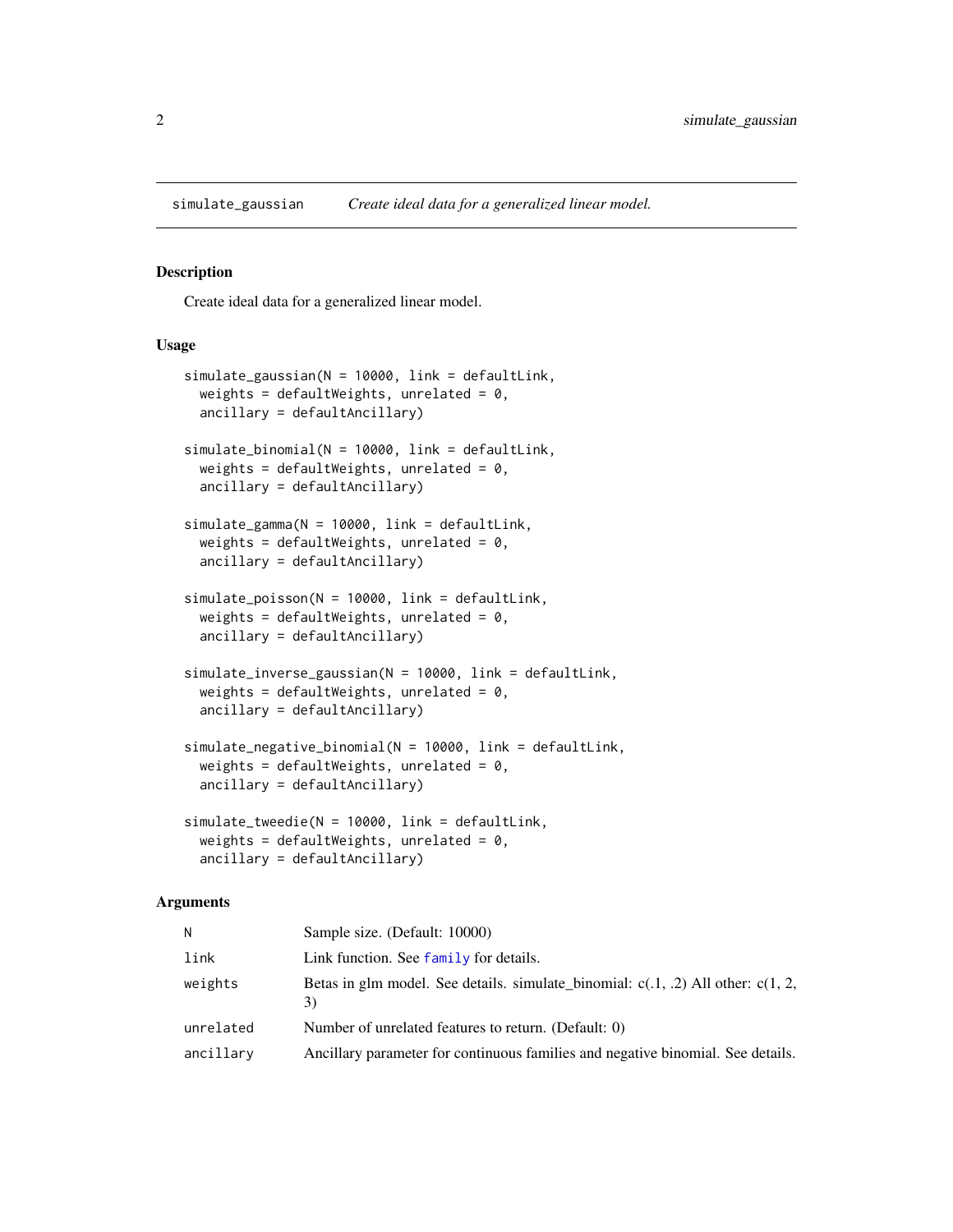## simulate_gaussian    *Create ideal data for a generalized linear model.*

### Description

Create ideal data for a generalized linear model.

### Usage

```
simulate_gaussian(N = 10000, link = defaultLink,
  weights = defaultWeights, unrelated = 0,
  ancillary = defaultAncillary)

simulate_binomial(N = 10000, link = defaultLink,
  weights = defaultWeights, unrelated = 0,
  ancillary = defaultAncillary)

simulate_gamma(N = 10000, link = defaultLink,
  weights = defaultWeights, unrelated = 0,
  ancillary = defaultAncillary)

simulate_poisson(N = 10000, link = defaultLink,
  weights = defaultWeights, unrelated = 0,
  ancillary = defaultAncillary)

simulate_inverse_gaussian(N = 10000, link = defaultLink,
  weights = defaultWeights, unrelated = 0,
  ancillary = defaultAncillary)

simulate_negative_binomial(N = 10000, link = defaultLink,
  weights = defaultWeights, unrelated = 0,
  ancillary = defaultAncillary)

simulate_tweedie(N = 10000, link = defaultLink,
  weights = defaultWeights, unrelated = 0,
  ancillary = defaultAncillary)
```

### Arguments

| | |
|---|---|
| `N` | Sample size. (Default: 10000) |
| `link` | Link function. See `family` for details. |
| `weights` | Betas in glm model. See details. simulate_binomial: c(.1, .2) All other: c(1, 2, 3) |
| `unrelated` | Number of unrelated features to return. (Default: 0) |
| `ancillary` | Ancillary parameter for continuous families and negative binomial. See details. |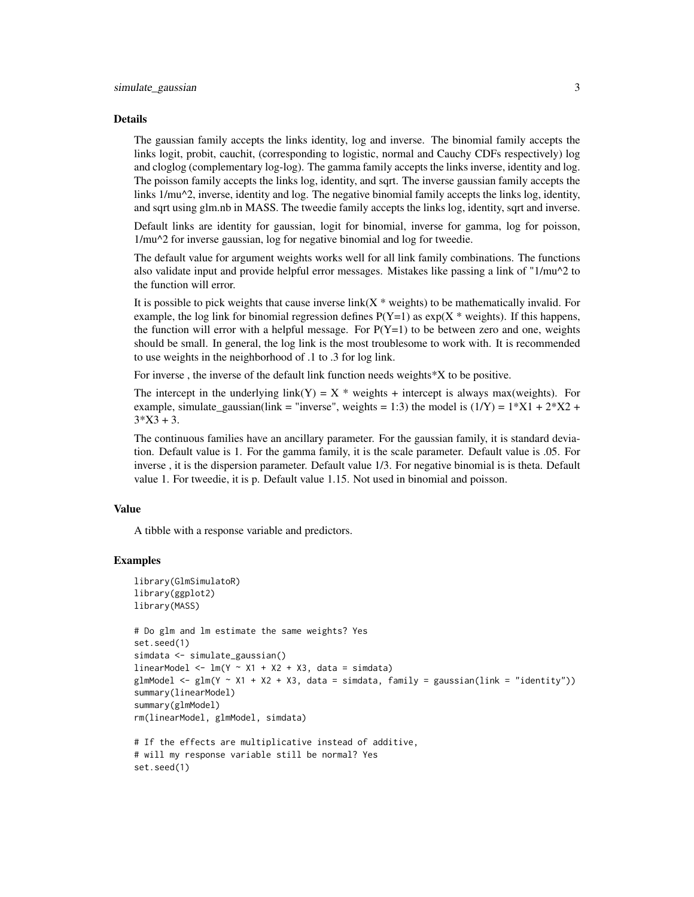### Details

The gaussian family accepts the links identity, log and inverse. The binomial family accepts the links logit, probit, cauchit, (corresponding to logistic, normal and Cauchy CDFs respectively) log and cloglog (complementary log-log). The gamma family accepts the links inverse, identity and log. The poisson family accepts the links log, identity, and sqrt. The inverse gaussian family accepts the links 1/mu^2, inverse, identity and log. The negative binomial family accepts the links log, identity, and sqrt using glm.nb in MASS. The tweedie family accepts the links log, identity, sqrt and inverse.

Default links are identity for gaussian, logit for binomial, inverse for gamma, log for poisson, 1/mu^2 for inverse gaussian, log for negative binomial and log for tweedie.

The default value for argument weights works well for all link family combinations. The functions also validate input and provide helpful error messages. Mistakes like passing a link of "1/mu^2 to the function will error.

It is possible to pick weights that cause inverse link(X * weights) to be mathematically invalid. For example, the log link for binomial regression defines P(Y=1) as exp(X * weights). If this happens, the function will error with a helpful message. For P(Y=1) to be between zero and one, weights should be small. In general, the log link is the most troublesome to work with. It is recommended to use weights in the neighborhood of .1 to .3 for log link.

For inverse , the inverse of the default link function needs weights*X to be positive.

The intercept in the underlying link(Y) = X * weights + intercept is always max(weights). For example, simulate_gaussian(link = "inverse", weights = 1:3) the model is (1/Y) = 1*X1 + 2*X2 + 3*X3 + 3.

The continuous families have an ancillary parameter. For the gaussian family, it is standard deviation. Default value is 1. For the gamma family, it is the scale parameter. Default value is .05. For inverse , it is the dispersion parameter. Default value 1/3. For negative binomial is is theta. Default value 1. For tweedie, it is p. Default value 1.15. Not used in binomial and poisson.

### Value

A tibble with a response variable and predictors.

### Examples

```
library(GlmSimulatoR)
library(ggplot2)
library(MASS)

# Do glm and lm estimate the same weights? Yes
set.seed(1)
simdata <- simulate_gaussian()
linearModel <- lm(Y ~ X1 + X2 + X3, data = simdata)
glmModel <- glm(Y ~ X1 + X2 + X3, data = simdata, family = gaussian(link = "identity"))
summary(linearModel)
summary(glmModel)
rm(linearModel, glmModel, simdata)

# If the effects are multiplicative instead of additive,
# will my response variable still be normal? Yes
set.seed(1)
```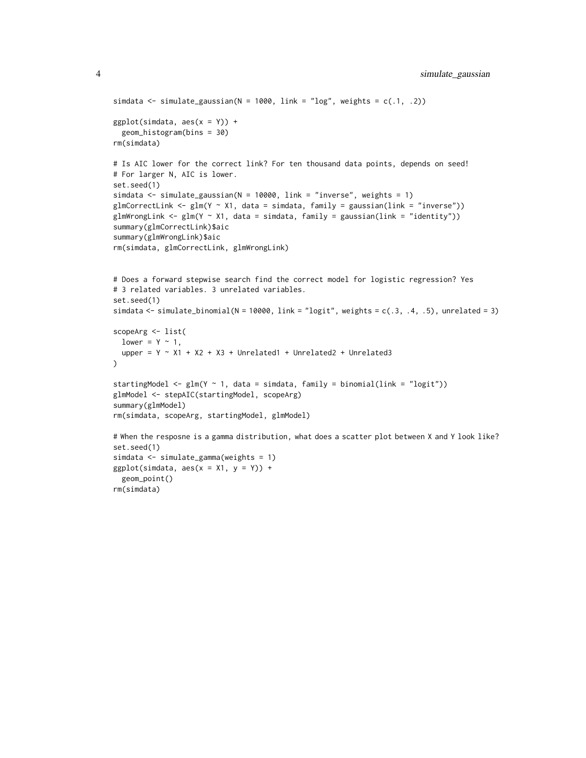```
simdata <- simulate_gaussian(N = 1000, link = "log", weights = c(.1, .2))

ggplot(simdata, aes(x = Y)) +
  geom_histogram(bins = 30)
rm(simdata)

# Is AIC lower for the correct link? For ten thousand data points, depends on seed!
# For larger N, AIC is lower.
set.seed(1)
simdata <- simulate_gaussian(N = 10000, link = "inverse", weights = 1)
glmCorrectLink <- glm(Y ~ X1, data = simdata, family = gaussian(link = "inverse"))
glmWrongLink <- glm(Y ~ X1, data = simdata, family = gaussian(link = "identity"))
summary(glmCorrectLink)$aic
summary(glmWrongLink)$aic
rm(simdata, glmCorrectLink, glmWrongLink)


# Does a forward stepwise search find the correct model for logistic regression? Yes
# 3 related variables. 3 unrelated variables.
set.seed(1)
simdata <- simulate_binomial(N = 10000, link = "logit", weights = c(.3, .4, .5), unrelated = 3)

scopeArg <- list(
  lower = Y ~ 1,
  upper = Y ~ X1 + X2 + X3 + Unrelated1 + Unrelated2 + Unrelated3
)

startingModel <- glm(Y ~ 1, data = simdata, family = binomial(link = "logit"))
glmModel <- stepAIC(startingModel, scopeArg)
summary(glmModel)
rm(simdata, scopeArg, startingModel, glmModel)

# When the resposne is a gamma distribution, what does a scatter plot between X and Y look like?
set.seed(1)
simdata <- simulate_gamma(weights = 1)
ggplot(simdata, aes(x = X1, y = Y)) +
  geom_point()
rm(simdata)
```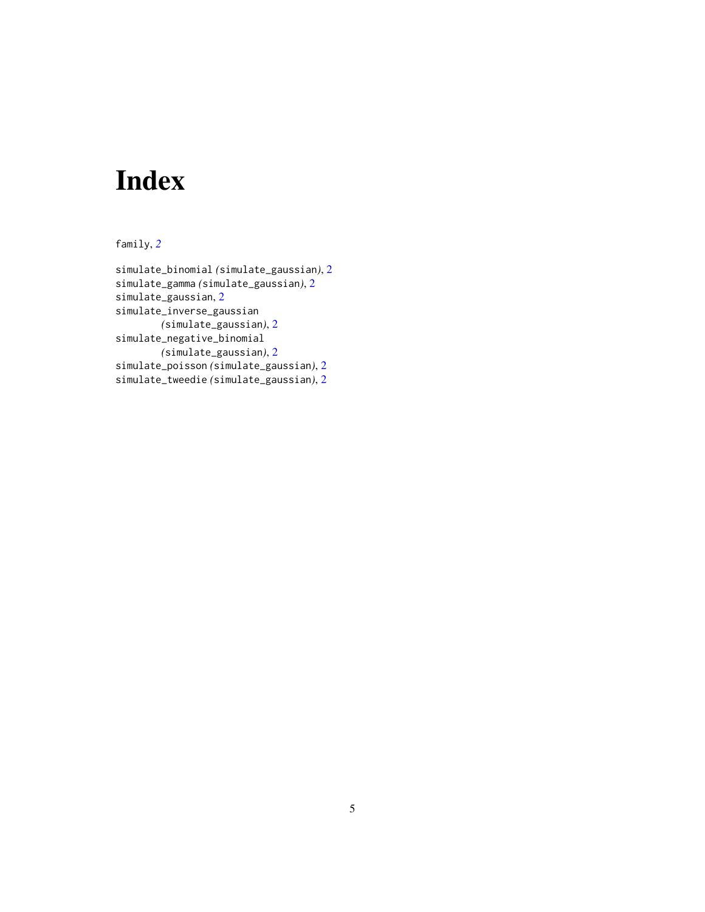# Index

family, *2*

simulate_binomial *(*simulate_gaussian*)*, 2
simulate_gamma *(*simulate_gaussian*)*, 2
simulate_gaussian, 2
simulate_inverse_gaussian
    *(*simulate_gaussian*)*, 2
simulate_negative_binomial
    *(*simulate_gaussian*)*, 2
simulate_poisson *(*simulate_gaussian*)*, 2
simulate_tweedie *(*simulate_gaussian*)*, 2